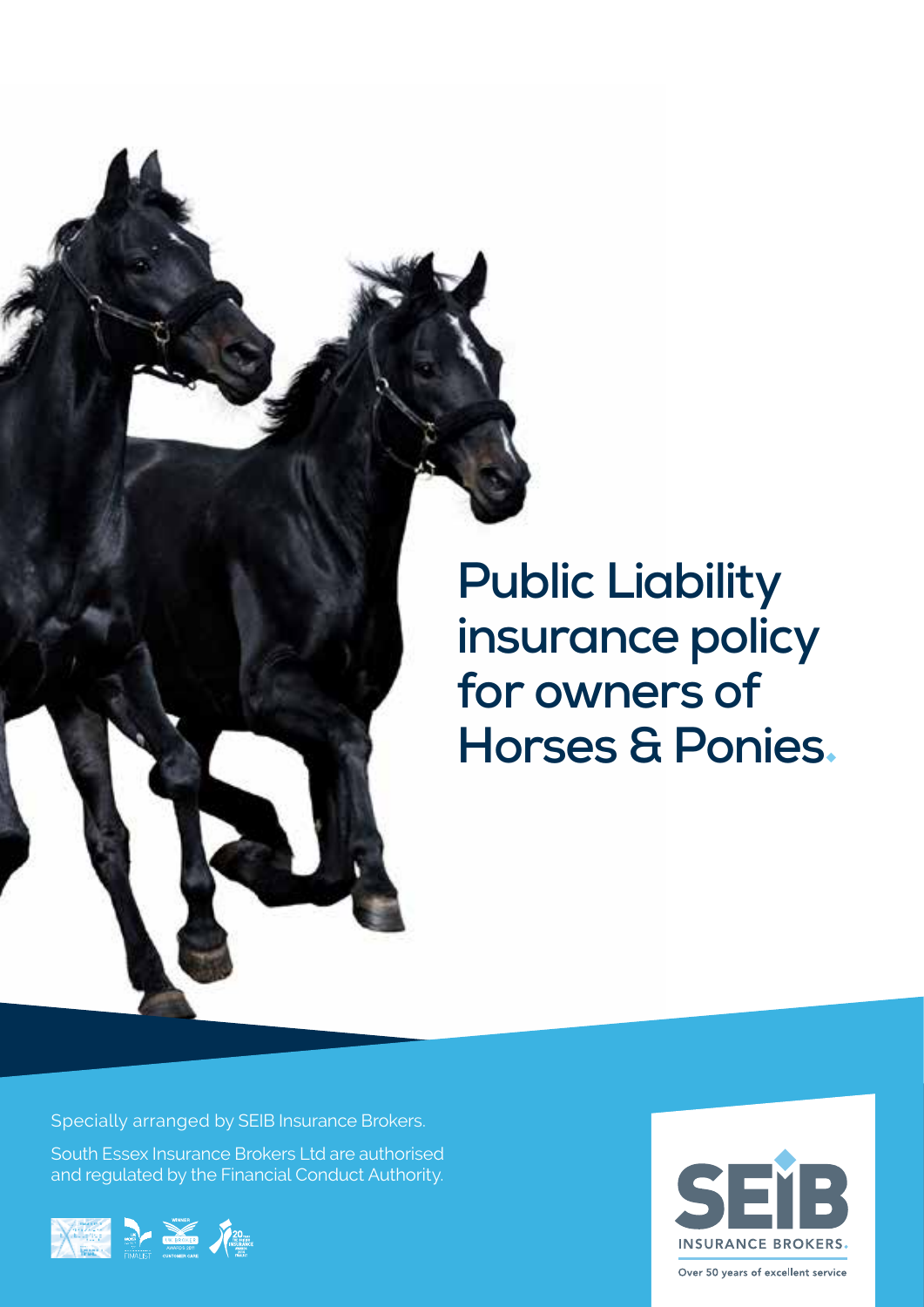# Public Liability insurance policy for owners of Horses & Ponies.

Specially arranged by SEIB Insurance Brokers.

South Essex Insurance Brokers Ltd are authorised and regulated by the Financial Conduct Authority.

SEIB INSURANCE BROKERS.

Over 50 years of excellent service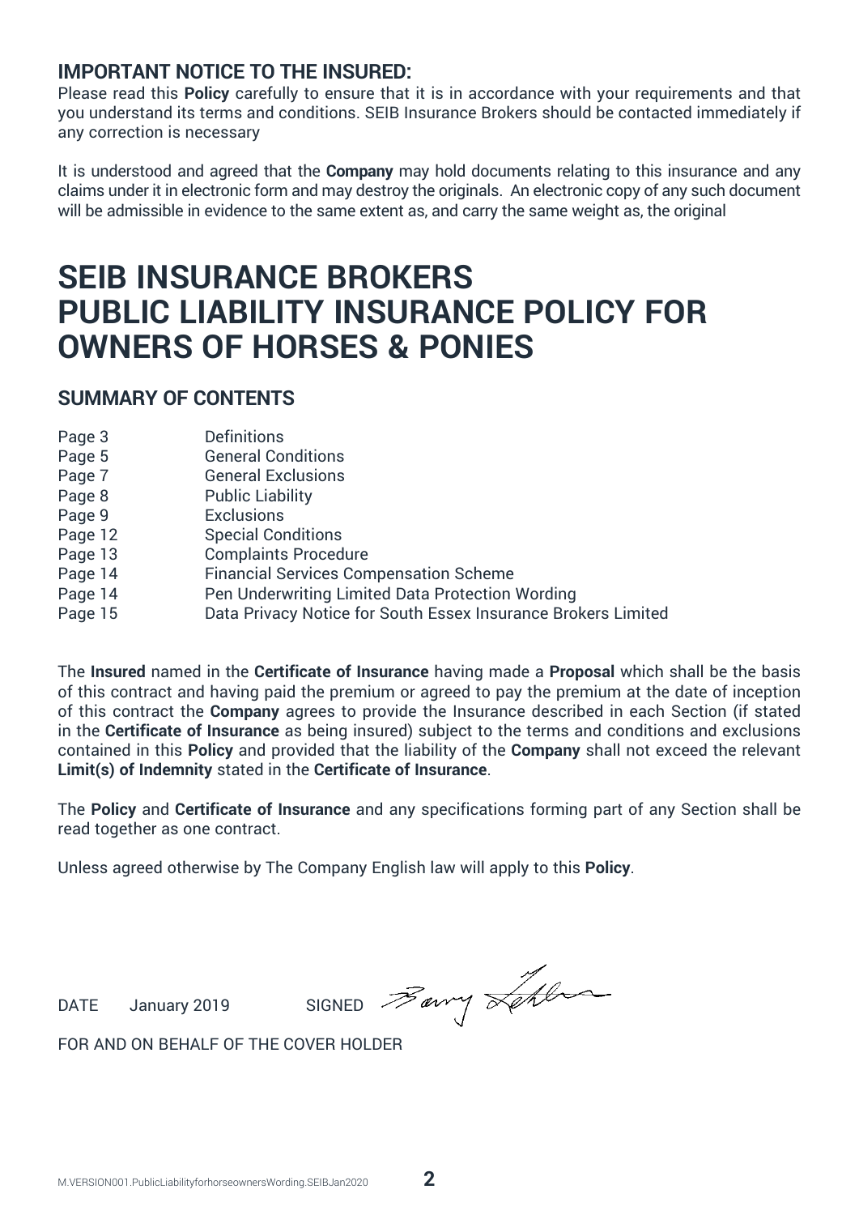## IMPORTANT NOTICE TO THE INSURED:

Please read this **Policy** carefully to ensure that it is in accordance with your requirements and that you understand its terms and conditions. SEIB Insurance Brokers should be contacted immediately if any correction is necessary

It is understood and agreed that the **Company** may hold documents relating to this insurance and any claims under it in electronic form and may destroy the originals. An electronic copy of any such document will be admissible in evidence to the same extent as, and carry the same weight as, the original

# SEIB INSURANCE BROKERS PUBLIC LIABILITY INSURANCE POLICY FOR OWNERS OF HORSES & PONIES

## SUMMARY OF CONTENTS

| | |
|---|---|
| Page 3 | Definitions |
| Page 5 | General Conditions |
| Page 7 | General Exclusions |
| Page 8 | Public Liability |
| Page 9 | Exclusions |
| Page 12 | Special Conditions |
| Page 13 | Complaints Procedure |
| Page 14 | Financial Services Compensation Scheme |
| Page 14 | Pen Underwriting Limited Data Protection Wording |
| Page 15 | Data Privacy Notice for South Essex Insurance Brokers Limited |

The **Insured** named in the **Certificate of Insurance** having made a **Proposal** which shall be the basis of this contract and having paid the premium or agreed to pay the premium at the date of inception of this contract the **Company** agrees to provide the Insurance described in each Section (if stated in the **Certificate of Insurance** as being insured) subject to the terms and conditions and exclusions contained in this **Policy** and provided that the liability of the **Company** shall not exceed the relevant **Limit(s) of Indemnity** stated in the **Certificate of Insurance**.

The **Policy** and **Certificate of Insurance** and any specifications forming part of any Section shall be read together as one contract.

Unless agreed otherwise by The Company English law will apply to this **Policy**.

DATE January 2019 SIGNED Barry Lehre

FOR AND ON BEHALF OF THE COVER HOLDER

M.VERSION001.PublicLiabilityforhorseownersWording.SEIBJan2020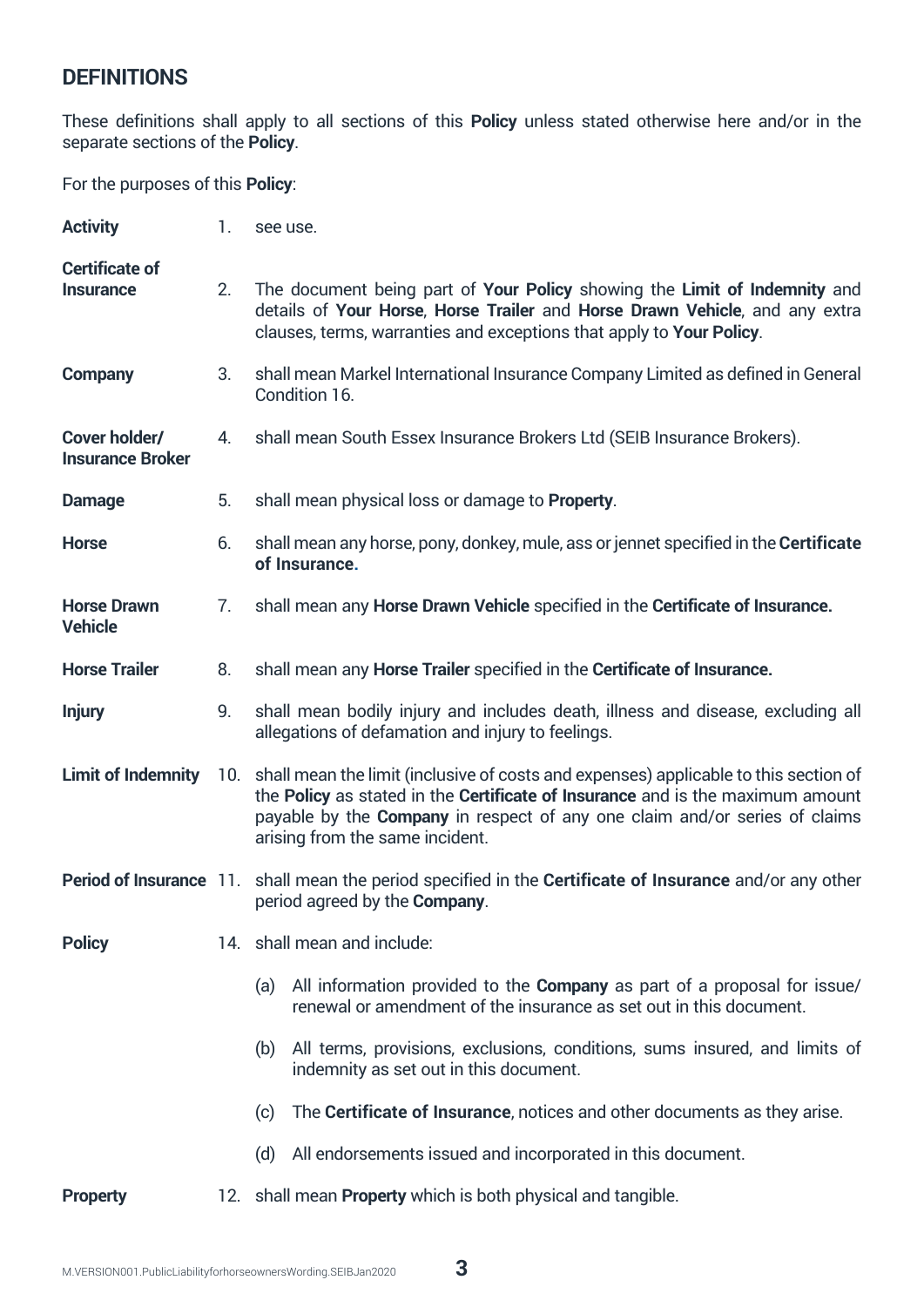## DEFINITIONS

These definitions shall apply to all sections of this **Policy** unless stated otherwise here and/or in the separate sections of the **Policy**.

For the purposes of this **Policy**:

**Activity** 1. see use.

**Certificate of Insurance** 2. The document being part of **Your Policy** showing the **Limit of Indemnity** and details of **Your Horse**, **Horse Trailer** and **Horse Drawn Vehicle**, and any extra clauses, terms, warranties and exceptions that apply to **Your Policy**.

**Company** 3. shall mean Markel International Insurance Company Limited as defined in General Condition 16.

**Cover holder/ Insurance Broker** 4. shall mean South Essex Insurance Brokers Ltd (SEIB Insurance Brokers).

**Damage** 5. shall mean physical loss or damage to **Property**.

**Horse** 6. shall mean any horse, pony, donkey, mule, ass or jennet specified in the **Certificate of Insurance.**

**Horse Drawn Vehicle** 7. shall mean any **Horse Drawn Vehicle** specified in the **Certificate of Insurance.**

**Horse Trailer** 8. shall mean any **Horse Trailer** specified in the **Certificate of Insurance.**

**Injury** 9. shall mean bodily injury and includes death, illness and disease, excluding all allegations of defamation and injury to feelings.

**Limit of Indemnity** 10. shall mean the limit (inclusive of costs and expenses) applicable to this section of the **Policy** as stated in the **Certificate of Insurance** and is the maximum amount payable by the **Company** in respect of any one claim and/or series of claims arising from the same incident.

**Period of Insurance** 11. shall mean the period specified in the **Certificate of Insurance** and/or any other period agreed by the **Company**.

**Policy** 14. shall mean and include:

(a) All information provided to the **Company** as part of a proposal for issue/ renewal or amendment of the insurance as set out in this document.

(b) All terms, provisions, exclusions, conditions, sums insured, and limits of indemnity as set out in this document.

(c) The **Certificate of Insurance**, notices and other documents as they arise.

(d) All endorsements issued and incorporated in this document.

**Property** 12. shall mean **Property** which is both physical and tangible.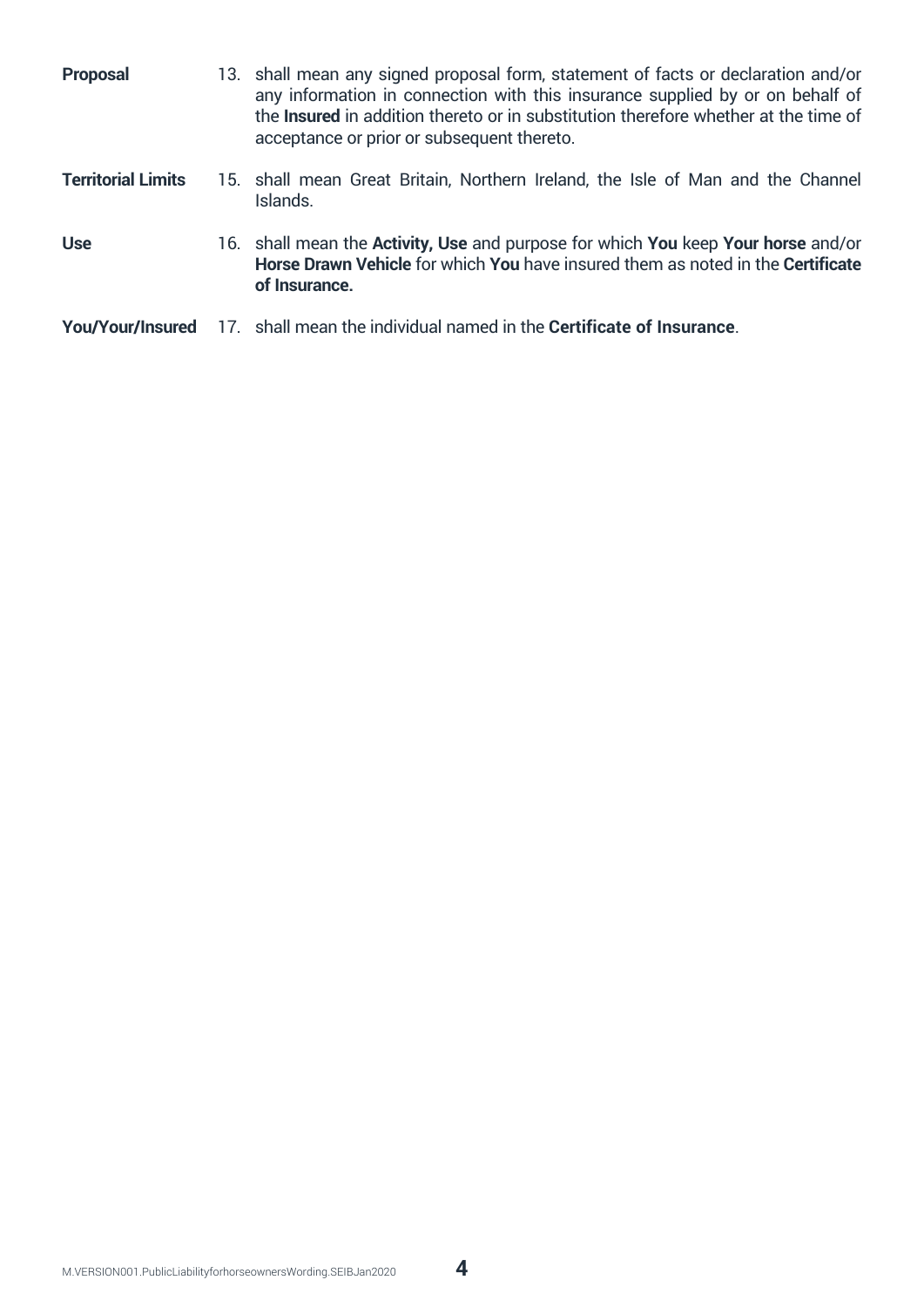**Proposal** 13. shall mean any signed proposal form, statement of facts or declaration and/or any information in connection with this insurance supplied by or on behalf of the **Insured** in addition thereto or in substitution therefore whether at the time of acceptance or prior or subsequent thereto.

**Territorial Limits** 15. shall mean Great Britain, Northern Ireland, the Isle of Man and the Channel Islands.

**Use** 16. shall mean the **Activity, Use** and purpose for which **You** keep **Your horse** and/or **Horse Drawn Vehicle** for which **You** have insured them as noted in the **Certificate of Insurance.**

**You/Your/Insured** 17. shall mean the individual named in the **Certificate of Insurance**.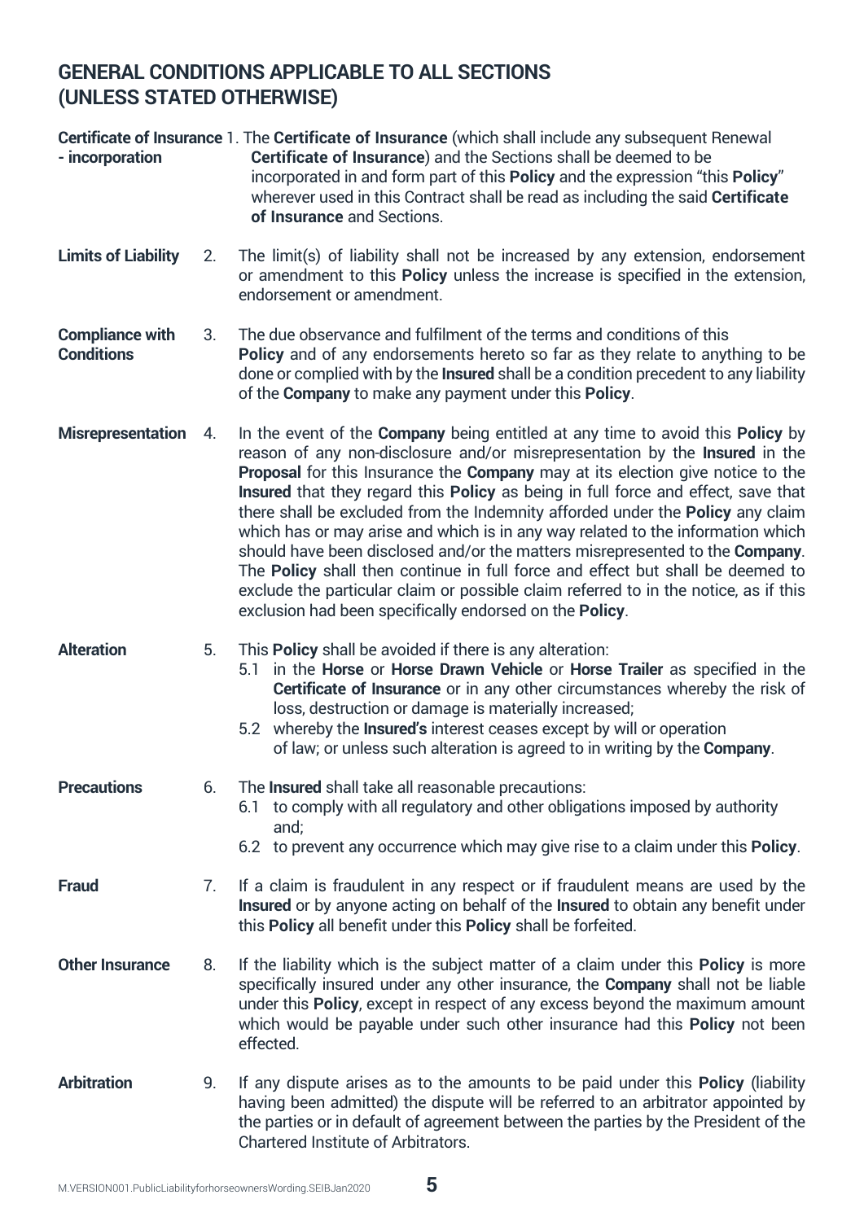## GENERAL CONDITIONS APPLICABLE TO ALL SECTIONS (UNLESS STATED OTHERWISE)

**Certificate of Insurance - incorporation**

1. The **Certificate of Insurance** (which shall include any subsequent Renewal **Certificate of Insurance**) and the Sections shall be deemed to be incorporated in and form part of this **Policy** and the expression "this **Policy**" wherever used in this Contract shall be read as including the said **Certificate of Insurance** and Sections.

**Limits of Liability**

2. The limit(s) of liability shall not be increased by any extension, endorsement or amendment to this **Policy** unless the increase is specified in the extension, endorsement or amendment.

**Compliance with Conditions**

3. The due observance and fulfilment of the terms and conditions of this **Policy** and of any endorsements hereto so far as they relate to anything to be done or complied with by the **Insured** shall be a condition precedent to any liability of the **Company** to make any payment under this **Policy**.

**Misrepresentation**

4. In the event of the **Company** being entitled at any time to avoid this **Policy** by reason of any non-disclosure and/or misrepresentation by the **Insured** in the **Proposal** for this Insurance the **Company** may at its election give notice to the **Insured** that they regard this **Policy** as being in full force and effect, save that there shall be excluded from the Indemnity afforded under the **Policy** any claim which has or may arise and which is in any way related to the information which should have been disclosed and/or the matters misrepresented to the **Company**. The **Policy** shall then continue in full force and effect but shall be deemed to exclude the particular claim or possible claim referred to in the notice, as if this exclusion had been specifically endorsed on the **Policy**.

**Alteration**

5. This **Policy** shall be avoided if there is any alteration:
   - 5.1 in the **Horse** or **Horse Drawn Vehicle** or **Horse Trailer** as specified in the **Certificate of Insurance** or in any other circumstances whereby the risk of loss, destruction or damage is materially increased;
   - 5.2 whereby the **Insured's** interest ceases except by will or operation of law; or unless such alteration is agreed to in writing by the **Company**.

**Precautions**

6. The **Insured** shall take all reasonable precautions:
   - 6.1 to comply with all regulatory and other obligations imposed by authority and;
   - 6.2 to prevent any occurrence which may give rise to a claim under this **Policy**.

**Fraud**

7. If a claim is fraudulent in any respect or if fraudulent means are used by the **Insured** or by anyone acting on behalf of the **Insured** to obtain any benefit under this **Policy** all benefit under this **Policy** shall be forfeited.

**Other Insurance**

8. If the liability which is the subject matter of a claim under this **Policy** is more specifically insured under any other insurance, the **Company** shall not be liable under this **Policy**, except in respect of any excess beyond the maximum amount which would be payable under such other insurance had this **Policy** not been effected.

**Arbitration**

9. If any dispute arises as to the amounts to be paid under this **Policy** (liability having been admitted) the dispute will be referred to an arbitrator appointed by the parties or in default of agreement between the parties by the President of the Chartered Institute of Arbitrators.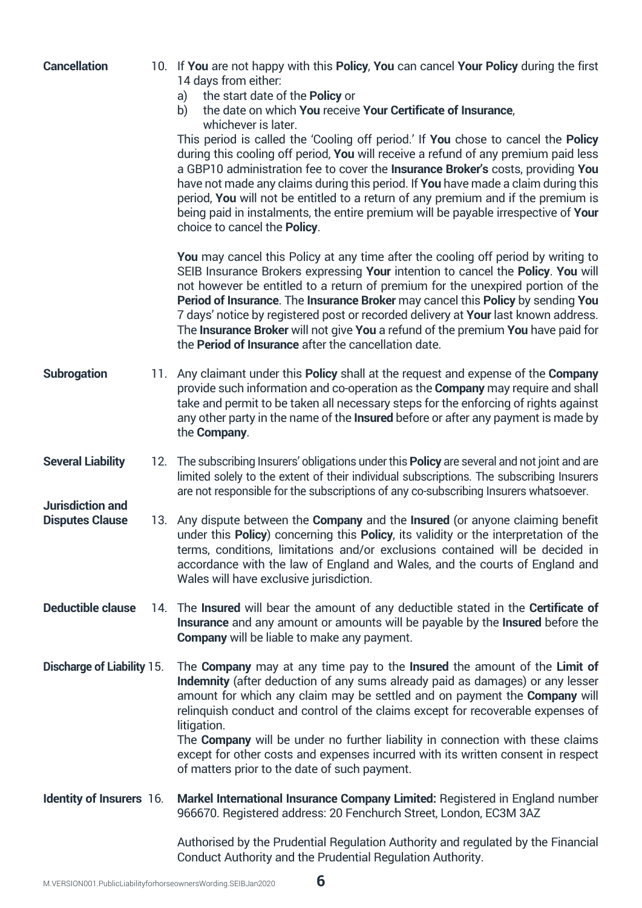**Cancellation**

10. If **You** are not happy with this **Policy**, **You** can cancel **Your Policy** during the first 14 days from either:
    a) the start date of the **Policy** or
    b) the date on which **You** receive **Your Certificate of Insurance**,
    whichever is later.

    This period is called the 'Cooling off period.' If **You** chose to cancel the **Policy** during this cooling off period, **You** will receive a refund of any premium paid less a GBP10 administration fee to cover the **Insurance Broker's** costs, providing **You** have not made any claims during this period. If **You** have made a claim during this period, **You** will not be entitled to a return of any premium and if the premium is being paid in instalments, the entire premium will be payable irrespective of **Your** choice to cancel the **Policy**.

    **You** may cancel this Policy at any time after the cooling off period by writing to SEIB Insurance Brokers expressing **Your** intention to cancel the **Policy**. **You** will not however be entitled to a return of premium for the unexpired portion of the **Period of Insurance**. The **Insurance Broker** may cancel this **Policy** by sending **You** 7 days' notice by registered post or recorded delivery at **Your** last known address. The **Insurance Broker** will not give **You** a refund of the premium **You** have paid for the **Period of Insurance** after the cancellation date.

**Subrogation**

11. Any claimant under this **Policy** shall at the request and expense of the **Company** provide such information and co-operation as the **Company** may require and shall take and permit to be taken all necessary steps for the enforcing of rights against any other party in the name of the **Insured** before or after any payment is made by the **Company**.

**Several Liability**

12. The subscribing Insurers' obligations under this **Policy** are several and not joint and are limited solely to the extent of their individual subscriptions. The subscribing Insurers are not responsible for the subscriptions of any co-subscribing Insurers whatsoever.

**Jurisdiction and Disputes Clause**

13. Any dispute between the **Company** and the **Insured** (or anyone claiming benefit under this **Policy**) concerning this **Policy**, its validity or the interpretation of the terms, conditions, limitations and/or exclusions contained will be decided in accordance with the law of England and Wales, and the courts of England and Wales will have exclusive jurisdiction.

**Deductible clause**

14. The **Insured** will bear the amount of any deductible stated in the **Certificate of Insurance** and any amount or amounts will be payable by the **Insured** before the **Company** will be liable to make any payment.

**Discharge of Liability**

15. The **Company** may at any time pay to the **Insured** the amount of the **Limit of Indemnity** (after deduction of any sums already paid as damages) or any lesser amount for which any claim may be settled and on payment the **Company** will relinquish conduct and control of the claims except for recoverable expenses of litigation.

    The **Company** will be under no further liability in connection with these claims except for other costs and expenses incurred with its written consent in respect of matters prior to the date of such payment.

**Identity of Insurers**

16. **Markel International Insurance Company Limited:** Registered in England number 966670. Registered address: 20 Fenchurch Street, London, EC3M 3AZ

    Authorised by the Prudential Regulation Authority and regulated by the Financial Conduct Authority and the Prudential Regulation Authority.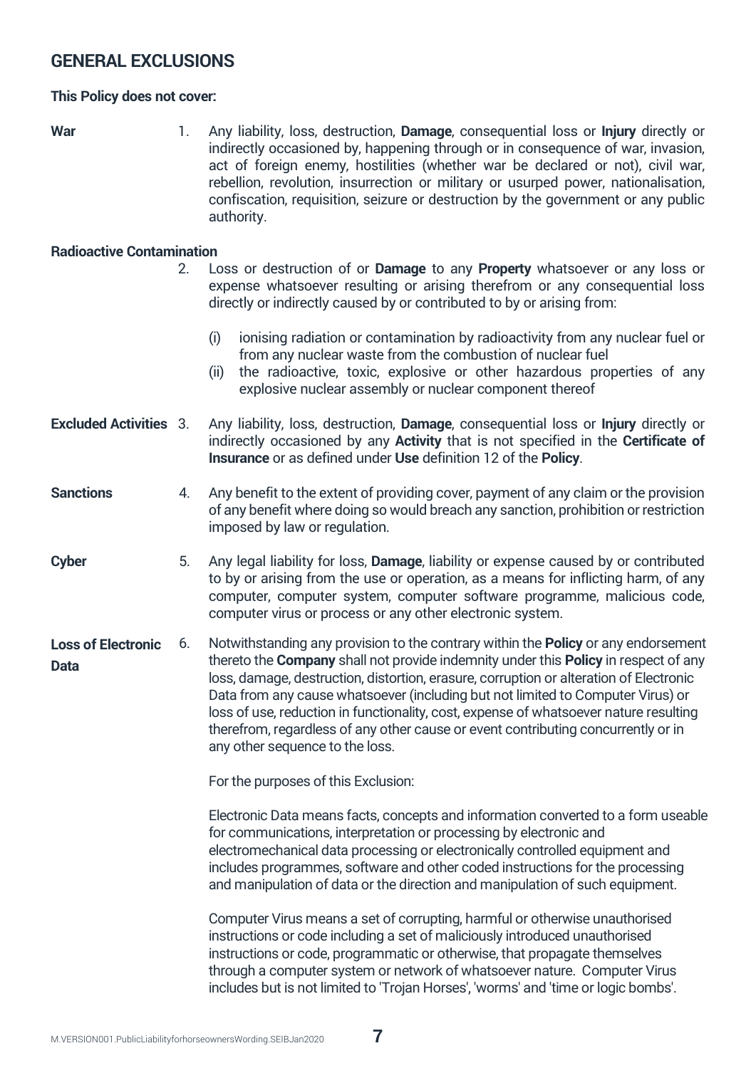## GENERAL EXCLUSIONS

**This Policy does not cover:**

**War**

1. Any liability, loss, destruction, **Damage**, consequential loss or **Injury** directly or indirectly occasioned by, happening through or in consequence of war, invasion, act of foreign enemy, hostilities (whether war be declared or not), civil war, rebellion, revolution, insurrection or military or usurped power, nationalisation, confiscation, requisition, seizure or destruction by the government or any public authority.

**Radioactive Contamination**

2. Loss or destruction of or **Damage** to any **Property** whatsoever or any loss or expense whatsoever resulting or arising therefrom or any consequential loss directly or indirectly caused by or contributed to by or arising from:

   (i) ionising radiation or contamination by radioactivity from any nuclear fuel or from any nuclear waste from the combustion of nuclear fuel
   (ii) the radioactive, toxic, explosive or other hazardous properties of any explosive nuclear assembly or nuclear component thereof

**Excluded Activities**

3. Any liability, loss, destruction, **Damage**, consequential loss or **Injury** directly or indirectly occasioned by any **Activity** that is not specified in the **Certificate of Insurance** or as defined under **Use** definition 12 of the **Policy**.

**Sanctions**

4. Any benefit to the extent of providing cover, payment of any claim or the provision of any benefit where doing so would breach any sanction, prohibition or restriction imposed by law or regulation.

**Cyber**

5. Any legal liability for loss, **Damage**, liability or expense caused by or contributed to by or arising from the use or operation, as a means for inflicting harm, of any computer, computer system, computer software programme, malicious code, computer virus or process or any other electronic system.

**Loss of Electronic Data**

6. Notwithstanding any provision to the contrary within the **Policy** or any endorsement thereto the **Company** shall not provide indemnity under this **Policy** in respect of any loss, damage, destruction, distortion, erasure, corruption or alteration of Electronic Data from any cause whatsoever (including but not limited to Computer Virus) or loss of use, reduction in functionality, cost, expense of whatsoever nature resulting therefrom, regardless of any other cause or event contributing concurrently or in any other sequence to the loss.

   For the purposes of this Exclusion:

   Electronic Data means facts, concepts and information converted to a form useable for communications, interpretation or processing by electronic and electromechanical data processing or electronically controlled equipment and includes programmes, software and other coded instructions for the processing and manipulation of data or the direction and manipulation of such equipment.

   Computer Virus means a set of corrupting, harmful or otherwise unauthorised instructions or code including a set of maliciously introduced unauthorised instructions or code, programmatic or otherwise, that propagate themselves through a computer system or network of whatsoever nature. Computer Virus includes but is not limited to 'Trojan Horses', 'worms' and 'time or logic bombs'.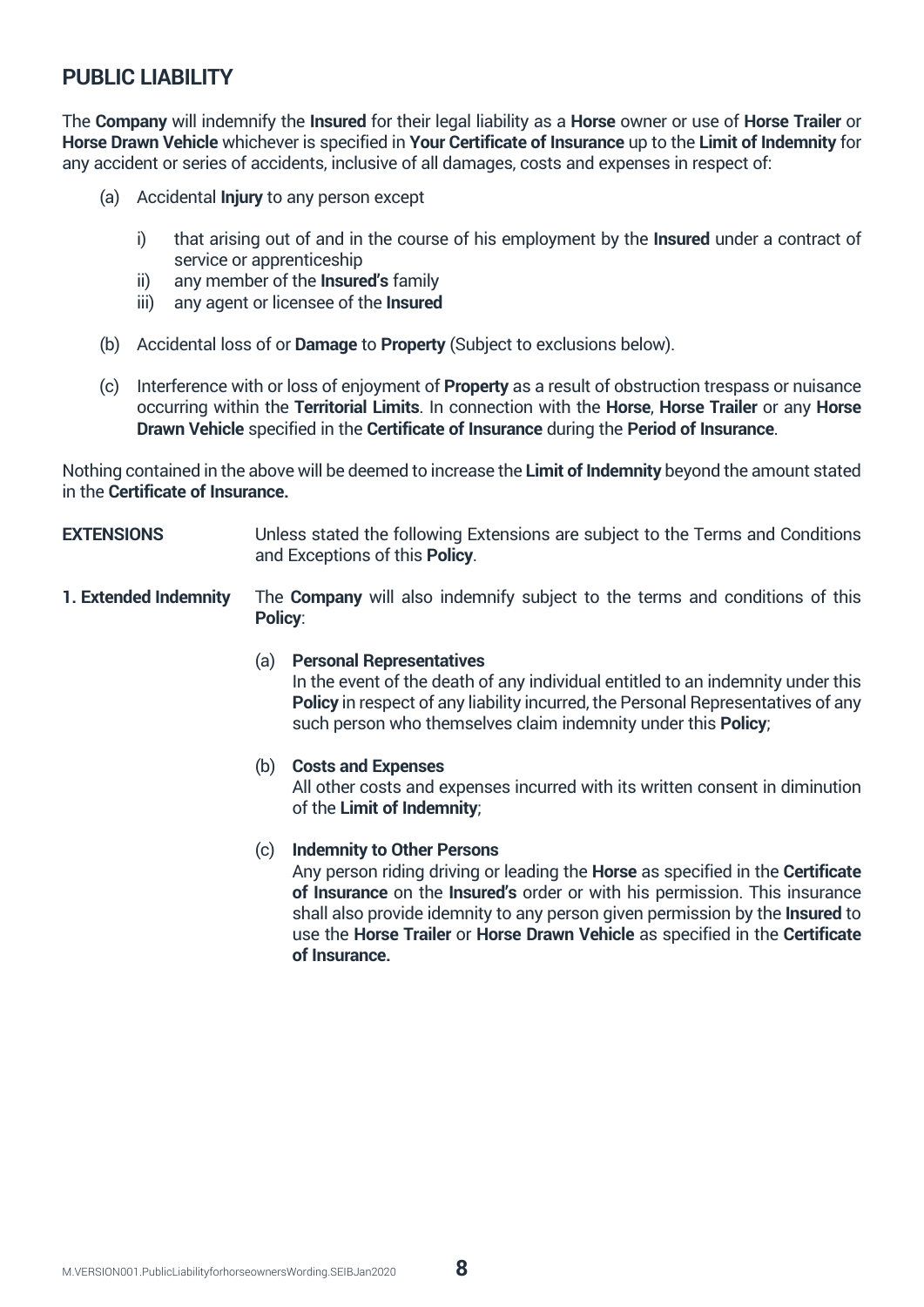## PUBLIC LIABILITY

The **Company** will indemnify the **Insured** for their legal liability as a **Horse** owner or use of **Horse Trailer** or **Horse Drawn Vehicle** whichever is specified in **Your Certificate of Insurance** up to the **Limit of Indemnity** for any accident or series of accidents, inclusive of all damages, costs and expenses in respect of:

(a) Accidental **Injury** to any person except

  i) that arising out of and in the course of his employment by the **Insured** under a contract of service or apprenticeship
  ii) any member of the **Insured's** family
  iii) any agent or licensee of the **Insured**

(b) Accidental loss of or **Damage** to **Property** (Subject to exclusions below).

(c) Interference with or loss of enjoyment of **Property** as a result of obstruction trespass or nuisance occurring within the **Territorial Limits**. In connection with the **Horse**, **Horse Trailer** or any **Horse Drawn Vehicle** specified in the **Certificate of Insurance** during the **Period of Insurance**.

Nothing contained in the above will be deemed to increase the **Limit of Indemnity** beyond the amount stated in the **Certificate of Insurance.**

**EXTENSIONS** Unless stated the following Extensions are subject to the Terms and Conditions and Exceptions of this **Policy**.

**1. Extended Indemnity** The **Company** will also indemnify subject to the terms and conditions of this **Policy**:

(a) **Personal Representatives**
In the event of the death of any individual entitled to an indemnity under this **Policy** in respect of any liability incurred, the Personal Representatives of any such person who themselves claim indemnity under this **Policy**;

(b) **Costs and Expenses**
All other costs and expenses incurred with its written consent in diminution of the **Limit of Indemnity**;

(c) **Indemnity to Other Persons**
Any person riding driving or leading the **Horse** as specified in the **Certificate of Insurance** on the **Insured's** order or with his permission. This insurance shall also provide idemnity to any person given permission by the **Insured** to use the **Horse Trailer** or **Horse Drawn Vehicle** as specified in the **Certificate of Insurance.**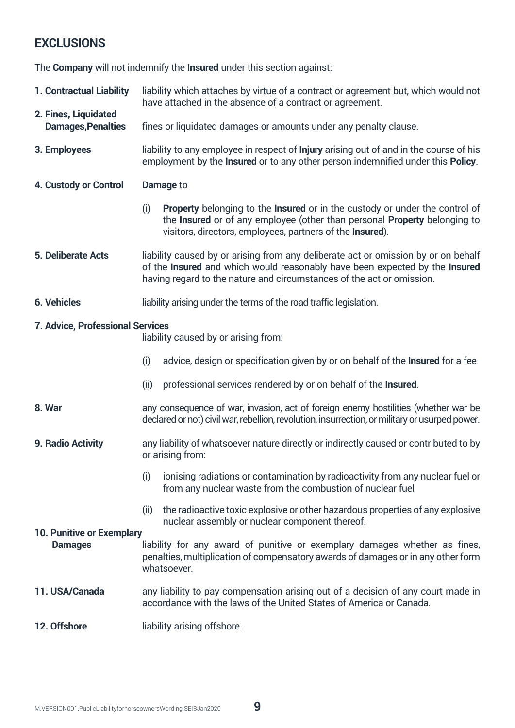## EXCLUSIONS

The **Company** will not indemnify the **Insured** under this section against:

**1. Contractual Liability** liability which attaches by virtue of a contract or agreement but, which would not have attached in the absence of a contract or agreement.

**2. Fines, Liquidated Damages,Penalties** fines or liquidated damages or amounts under any penalty clause.

**3. Employees** liability to any employee in respect of **Injury** arising out of and in the course of his employment by the **Insured** or to any other person indemnified under this **Policy**.

**4. Custody or Control** **Damage** to

(i) **Property** belonging to the **Insured** or in the custody or under the control of the **Insured** or of any employee (other than personal **Property** belonging to visitors, directors, employees, partners of the **Insured**).

**5. Deliberate Acts** liability caused by or arising from any deliberate act or omission by or on behalf of the **Insured** and which would reasonably have been expected by the **Insured** having regard to the nature and circumstances of the act or omission.

**6. Vehicles** liability arising under the terms of the road traffic legislation.

**7. Advice, Professional Services** liability caused by or arising from:

(i) advice, design or specification given by or on behalf of the **Insured** for a fee

(ii) professional services rendered by or on behalf of the **Insured**.

**8. War** any consequence of war, invasion, act of foreign enemy hostilities (whether war be declared or not) civil war, rebellion, revolution, insurrection, or military or usurped power.

**9. Radio Activity** any liability of whatsoever nature directly or indirectly caused or contributed to by or arising from:

(i) ionising radiations or contamination by radioactivity from any nuclear fuel or from any nuclear waste from the combustion of nuclear fuel

(ii) the radioactive toxic explosive or other hazardous properties of any explosive nuclear assembly or nuclear component thereof.

**10. Punitive or Exemplary Damages** liability for any award of punitive or exemplary damages whether as fines, penalties, multiplication of compensatory awards of damages or in any other form whatsoever.

**11. USA/Canada** any liability to pay compensation arising out of a decision of any court made in accordance with the laws of the United States of America or Canada.

**12. Offshore** liability arising offshore.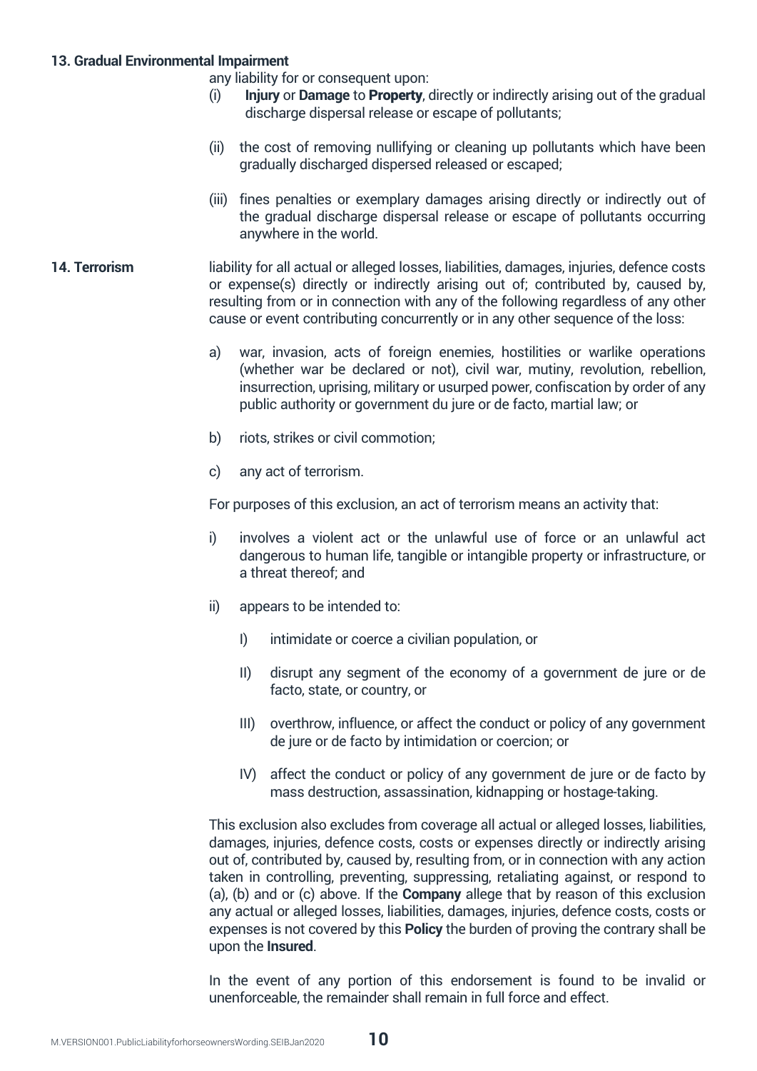**13. Gradual Environmental Impairment**

any liability for or consequent upon:

(i) **Injury** or **Damage** to **Property**, directly or indirectly arising out of the gradual discharge dispersal release or escape of pollutants;

(ii) the cost of removing nullifying or cleaning up pollutants which have been gradually discharged dispersed released or escaped;

(iii) fines penalties or exemplary damages arising directly or indirectly out of the gradual discharge dispersal release or escape of pollutants occurring anywhere in the world.

**14. Terrorism**

liability for all actual or alleged losses, liabilities, damages, injuries, defence costs or expense(s) directly or indirectly arising out of; contributed by, caused by, resulting from or in connection with any of the following regardless of any other cause or event contributing concurrently or in any other sequence of the loss:

a) war, invasion, acts of foreign enemies, hostilities or warlike operations (whether war be declared or not), civil war, mutiny, revolution, rebellion, insurrection, uprising, military or usurped power, confiscation by order of any public authority or government du jure or de facto, martial law; or

b) riots, strikes or civil commotion;

c) any act of terrorism.

For purposes of this exclusion, an act of terrorism means an activity that:

i) involves a violent act or the unlawful use of force or an unlawful act dangerous to human life, tangible or intangible property or infrastructure, or a threat thereof; and

ii) appears to be intended to:

I) intimidate or coerce a civilian population, or

II) disrupt any segment of the economy of a government de jure or de facto, state, or country, or

III) overthrow, influence, or affect the conduct or policy of any government de jure or de facto by intimidation or coercion; or

IV) affect the conduct or policy of any government de jure or de facto by mass destruction, assassination, kidnapping or hostage-taking.

This exclusion also excludes from coverage all actual or alleged losses, liabilities, damages, injuries, defence costs, costs or expenses directly or indirectly arising out of, contributed by, caused by, resulting from, or in connection with any action taken in controlling, preventing, suppressing, retaliating against, or respond to (a), (b) and or (c) above. If the **Company** allege that by reason of this exclusion any actual or alleged losses, liabilities, damages, injuries, defence costs, costs or expenses is not covered by this **Policy** the burden of proving the contrary shall be upon the **Insured**.

In the event of any portion of this endorsement is found to be invalid or unenforceable, the remainder shall remain in full force and effect.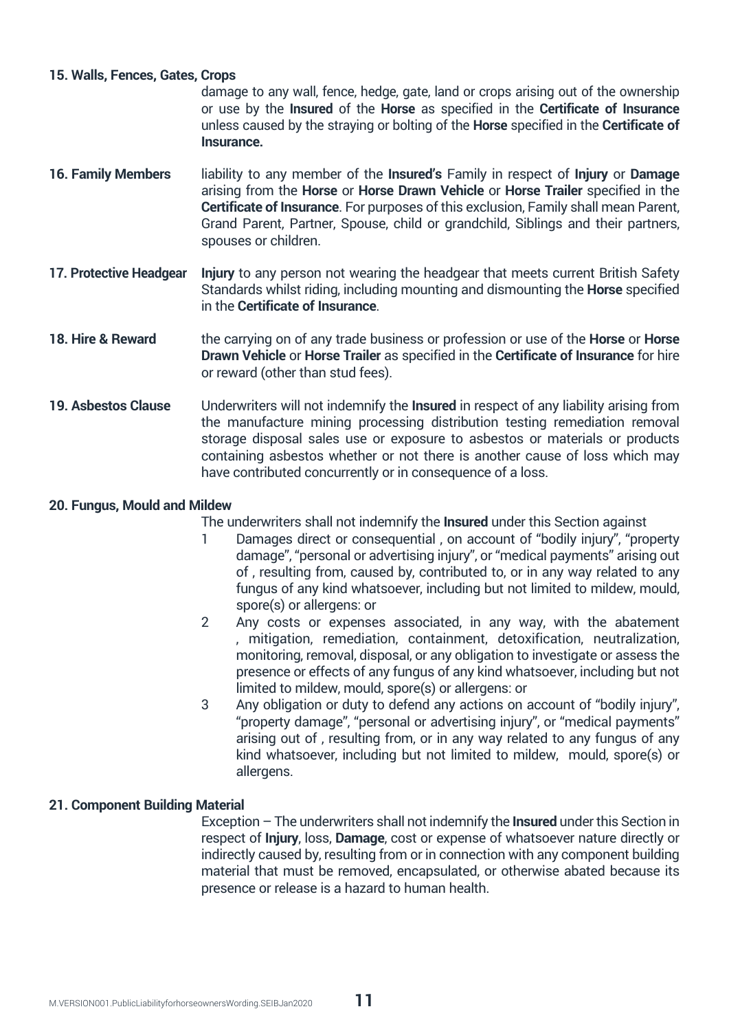**15. Walls, Fences, Gates, Crops**

damage to any wall, fence, hedge, gate, land or crops arising out of the ownership or use by the **Insured** of the **Horse** as specified in the **Certificate of Insurance** unless caused by the straying or bolting of the **Horse** specified in the **Certificate of Insurance.**

**16. Family Members** liability to any member of the **Insured's** Family in respect of **Injury** or **Damage** arising from the **Horse** or **Horse Drawn Vehicle** or **Horse Trailer** specified in the **Certificate of Insurance**. For purposes of this exclusion, Family shall mean Parent, Grand Parent, Partner, Spouse, child or grandchild, Siblings and their partners, spouses or children.

**17. Protective Headgear** **Injury** to any person not wearing the headgear that meets current British Safety Standards whilst riding, including mounting and dismounting the **Horse** specified in the **Certificate of Insurance**.

**18. Hire & Reward** the carrying on of any trade business or profession or use of the **Horse** or **Horse Drawn Vehicle** or **Horse Trailer** as specified in the **Certificate of Insurance** for hire or reward (other than stud fees).

**19. Asbestos Clause** Underwriters will not indemnify the **Insured** in respect of any liability arising from the manufacture mining processing distribution testing remediation removal storage disposal sales use or exposure to asbestos or materials or products containing asbestos whether or not there is another cause of loss which may have contributed concurrently or in consequence of a loss.

**20. Fungus, Mould and Mildew**

The underwriters shall not indemnify the **Insured** under this Section against

1. Damages direct or consequential , on account of "bodily injury", "property damage", "personal or advertising injury", or "medical payments" arising out of , resulting from, caused by, contributed to, or in any way related to any fungus of any kind whatsoever, including but not limited to mildew, mould, spore(s) or allergens: or
2. Any costs or expenses associated, in any way, with the abatement , mitigation, remediation, containment, detoxification, neutralization, monitoring, removal, disposal, or any obligation to investigate or assess the presence or effects of any fungus of any kind whatsoever, including but not limited to mildew, mould, spore(s) or allergens: or
3. Any obligation or duty to defend any actions on account of "bodily injury", "property damage", "personal or advertising injury", or "medical payments" arising out of , resulting from, or in any way related to any fungus of any kind whatsoever, including but not limited to mildew, mould, spore(s) or allergens.

**21. Component Building Material**

Exception – The underwriters shall not indemnify the **Insured** under this Section in respect of **Injury**, loss, **Damage**, cost or expense of whatsoever nature directly or indirectly caused by, resulting from or in connection with any component building material that must be removed, encapsulated, or otherwise abated because its presence or release is a hazard to human health.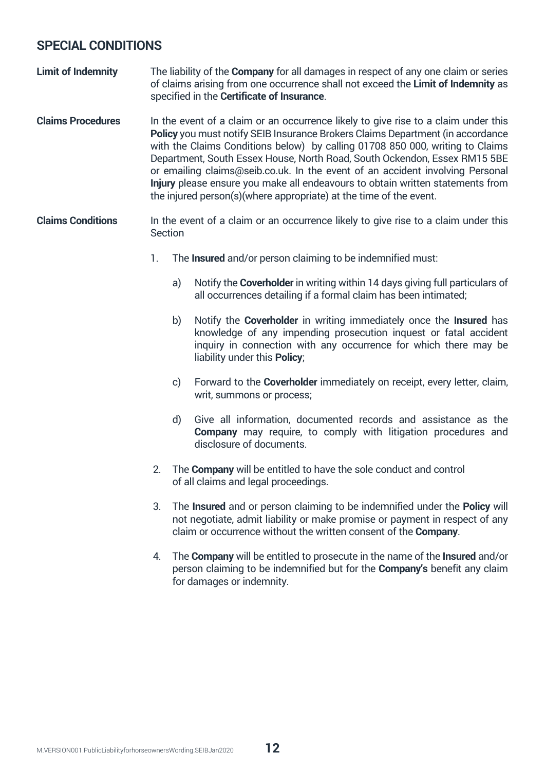## SPECIAL CONDITIONS

**Limit of Indemnity**

The liability of the **Company** for all damages in respect of any one claim or series of claims arising from one occurrence shall not exceed the **Limit of Indemnity** as specified in the **Certificate of Insurance**.

**Claims Procedures**

In the event of a claim or an occurrence likely to give rise to a claim under this **Policy** you must notify SEIB Insurance Brokers Claims Department (in accordance with the Claims Conditions below) by calling 01708 850 000, writing to Claims Department, South Essex House, North Road, South Ockendon, Essex RM15 5BE or emailing claims@seib.co.uk. In the event of an accident involving Personal **Injury** please ensure you make all endeavours to obtain written statements from the injured person(s)(where appropriate) at the time of the event.

**Claims Conditions**

In the event of a claim or an occurrence likely to give rise to a claim under this Section

1. The **Insured** and/or person claiming to be indemnified must:

   a) Notify the **Coverholder** in writing within 14 days giving full particulars of all occurrences detailing if a formal claim has been intimated;

   b) Notify the **Coverholder** in writing immediately once the **Insured** has knowledge of any impending prosecution inquest or fatal accident inquiry in connection with any occurrence for which there may be liability under this **Policy**;

   c) Forward to the **Coverholder** immediately on receipt, every letter, claim, writ, summons or process;

   d) Give all information, documented records and assistance as the **Company** may require, to comply with litigation procedures and disclosure of documents.

2. The **Company** will be entitled to have the sole conduct and control of all claims and legal proceedings.

3. The **Insured** and or person claiming to be indemnified under the **Policy** will not negotiate, admit liability or make promise or payment in respect of any claim or occurrence without the written consent of the **Company**.

4. The **Company** will be entitled to prosecute in the name of the **Insured** and/or person claiming to be indemnified but for the **Company's** benefit any claim for damages or indemnity.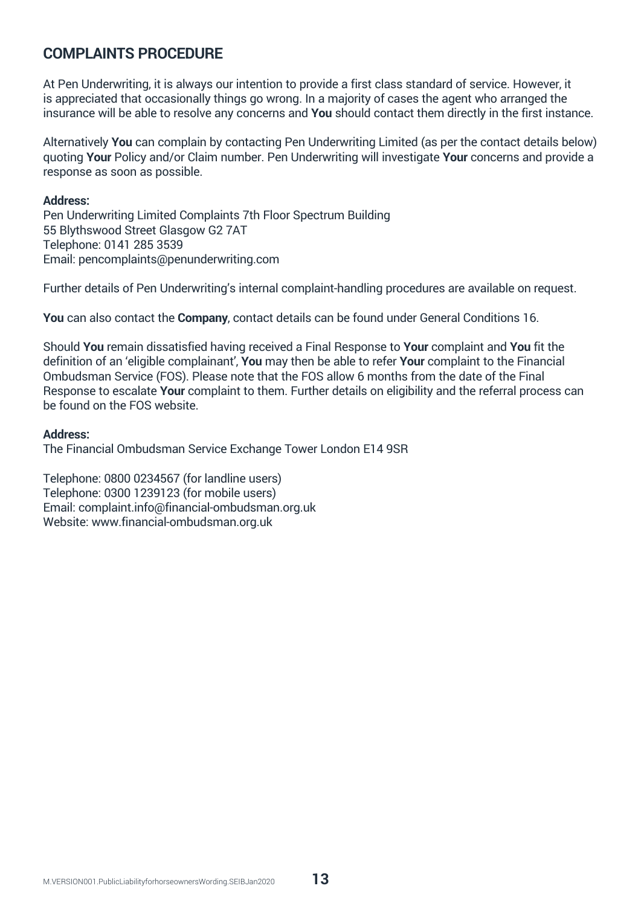## COMPLAINTS PROCEDURE

At Pen Underwriting, it is always our intention to provide a first class standard of service. However, it is appreciated that occasionally things go wrong. In a majority of cases the agent who arranged the insurance will be able to resolve any concerns and **You** should contact them directly in the first instance.

Alternatively **You** can complain by contacting Pen Underwriting Limited (as per the contact details below) quoting **Your** Policy and/or Claim number. Pen Underwriting will investigate **Your** concerns and provide a response as soon as possible.

**Address:**
Pen Underwriting Limited Complaints 7th Floor Spectrum Building
55 Blythswood Street Glasgow G2 7AT
Telephone: 0141 285 3539
Email: pencomplaints@penunderwriting.com

Further details of Pen Underwriting's internal complaint-handling procedures are available on request.

**You** can also contact the **Company**, contact details can be found under General Conditions 16.

Should **You** remain dissatisfied having received a Final Response to **Your** complaint and **You** fit the definition of an 'eligible complainant', **You** may then be able to refer **Your** complaint to the Financial Ombudsman Service (FOS). Please note that the FOS allow 6 months from the date of the Final Response to escalate **Your** complaint to them. Further details on eligibility and the referral process can be found on the FOS website.

**Address:**
The Financial Ombudsman Service Exchange Tower London E14 9SR

Telephone: 0800 0234567 (for landline users)
Telephone: 0300 1239123 (for mobile users)
Email: complaint.info@financial-ombudsman.org.uk
Website: www.financial-ombudsman.org.uk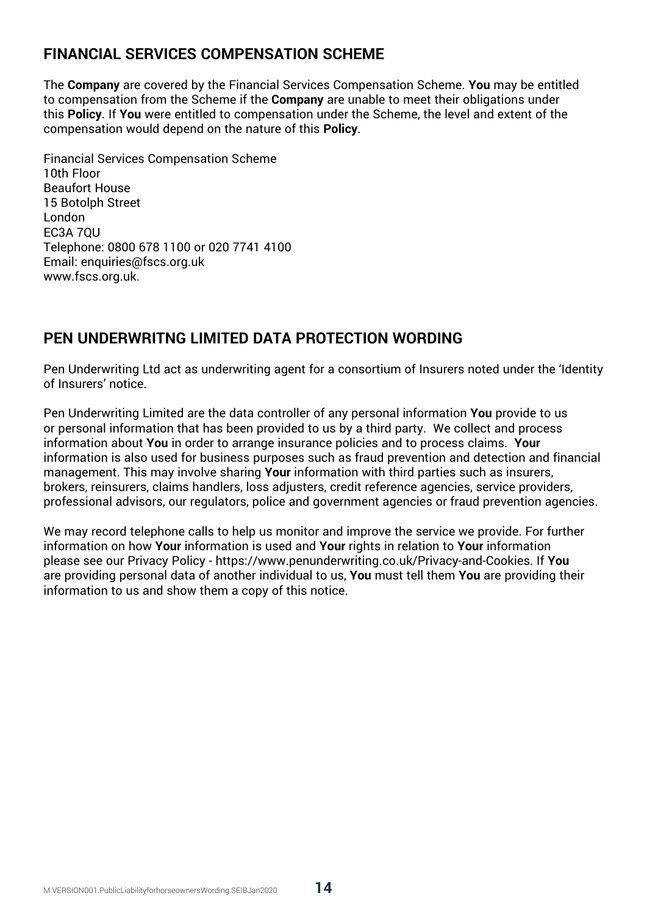## FINANCIAL SERVICES COMPENSATION SCHEME

The **Company** are covered by the Financial Services Compensation Scheme. **You** may be entitled to compensation from the Scheme if the **Company** are unable to meet their obligations under this **Policy**. If **You** were entitled to compensation under the Scheme, the level and extent of the compensation would depend on the nature of this **Policy**.

Financial Services Compensation Scheme
10th Floor
Beaufort House
15 Botolph Street
London
EC3A 7QU
Telephone: 0800 678 1100 or 020 7741 4100
Email: enquiries@fscs.org.uk
www.fscs.org.uk.

## PEN UNDERWRITNG LIMITED DATA PROTECTION WORDING

Pen Underwriting Ltd act as underwriting agent for a consortium of Insurers noted under the 'Identity of Insurers' notice.

Pen Underwriting Limited are the data controller of any personal information **You** provide to us or personal information that has been provided to us by a third party. We collect and process information about **You** in order to arrange insurance policies and to process claims. **Your** information is also used for business purposes such as fraud prevention and detection and financial management. This may involve sharing **Your** information with third parties such as insurers, brokers, reinsurers, claims handlers, loss adjusters, credit reference agencies, service providers, professional advisors, our regulators, police and government agencies or fraud prevention agencies.

We may record telephone calls to help us monitor and improve the service we provide. For further information on how **Your** information is used and **Your** rights in relation to **Your** information please see our Privacy Policy - https://www.penunderwriting.co.uk/Privacy-and-Cookies. If **You** are providing personal data of another individual to us, **You** must tell them **You** are providing their information to us and show them a copy of this notice.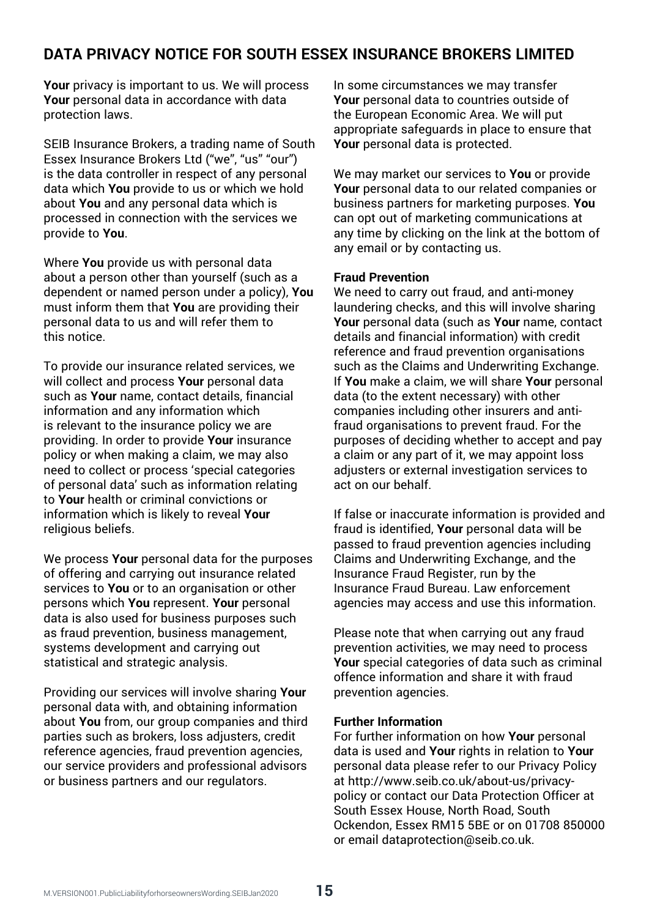# DATA PRIVACY NOTICE FOR SOUTH ESSEX INSURANCE BROKERS LIMITED

**Your** privacy is important to us. We will process **Your** personal data in accordance with data protection laws.

SEIB Insurance Brokers, a trading name of South Essex Insurance Brokers Ltd ("we", "us" "our") is the data controller in respect of any personal data which **You** provide to us or which we hold about **You** and any personal data which is processed in connection with the services we provide to **You**.

Where **You** provide us with personal data about a person other than yourself (such as a dependent or named person under a policy), **You** must inform them that **You** are providing their personal data to us and will refer them to this notice.

To provide our insurance related services, we will collect and process **Your** personal data such as **Your** name, contact details, financial information and any information which is relevant to the insurance policy we are providing. In order to provide **Your** insurance policy or when making a claim, we may also need to collect or process 'special categories of personal data' such as information relating to **Your** health or criminal convictions or information which is likely to reveal **Your** religious beliefs.

We process **Your** personal data for the purposes of offering and carrying out insurance related services to **You** or to an organisation or other persons which **You** represent. **Your** personal data is also used for business purposes such as fraud prevention, business management, systems development and carrying out statistical and strategic analysis.

Providing our services will involve sharing **Your** personal data with, and obtaining information about **You** from, our group companies and third parties such as brokers, loss adjusters, credit reference agencies, fraud prevention agencies, our service providers and professional advisors or business partners and our regulators.

In some circumstances we may transfer **Your** personal data to countries outside of the European Economic Area. We will put appropriate safeguards in place to ensure that **Your** personal data is protected.

We may market our services to **You** or provide **Your** personal data to our related companies or business partners for marketing purposes. **You** can opt out of marketing communications at any time by clicking on the link at the bottom of any email or by contacting us.

**Fraud Prevention**

We need to carry out fraud, and anti-money laundering checks, and this will involve sharing **Your** personal data (such as **Your** name, contact details and financial information) with credit reference and fraud prevention organisations such as the Claims and Underwriting Exchange. If **You** make a claim, we will share **Your** personal data (to the extent necessary) with other companies including other insurers and anti-fraud organisations to prevent fraud. For the purposes of deciding whether to accept and pay a claim or any part of it, we may appoint loss adjusters or external investigation services to act on our behalf.

If false or inaccurate information is provided and fraud is identified, **Your** personal data will be passed to fraud prevention agencies including Claims and Underwriting Exchange, and the Insurance Fraud Register, run by the Insurance Fraud Bureau. Law enforcement agencies may access and use this information.

Please note that when carrying out any fraud prevention activities, we may need to process **Your** special categories of data such as criminal offence information and share it with fraud prevention agencies.

**Further Information**

For further information on how **Your** personal data is used and **Your** rights in relation to **Your** personal data please refer to our Privacy Policy at http://www.seib.co.uk/about-us/privacy-policy or contact our Data Protection Officer at South Essex House, North Road, South Ockendon, Essex RM15 5BE or on 01708 850000 or email dataprotection@seib.co.uk.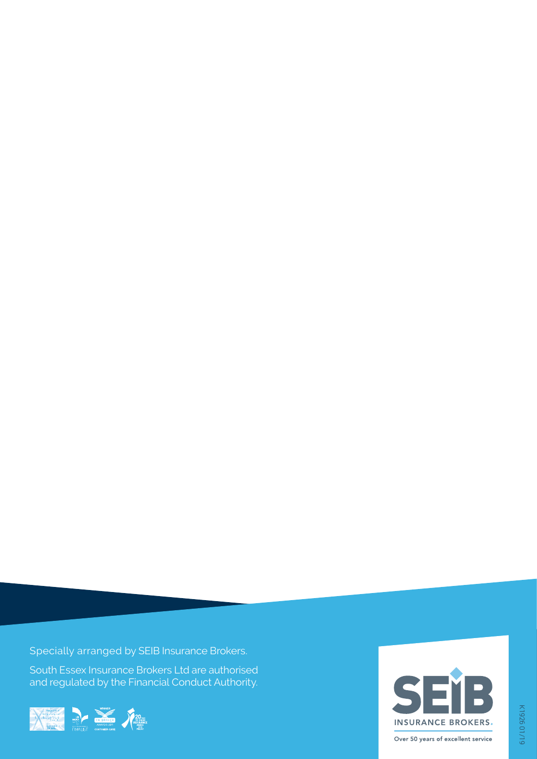Specially arranged by SEIB Insurance Brokers.

South Essex Insurance Brokers Ltd are authorised and regulated by the Financial Conduct Authority.

SEIB INSURANCE BROKERS.

Over 50 years of excellent service

K1926 01/19